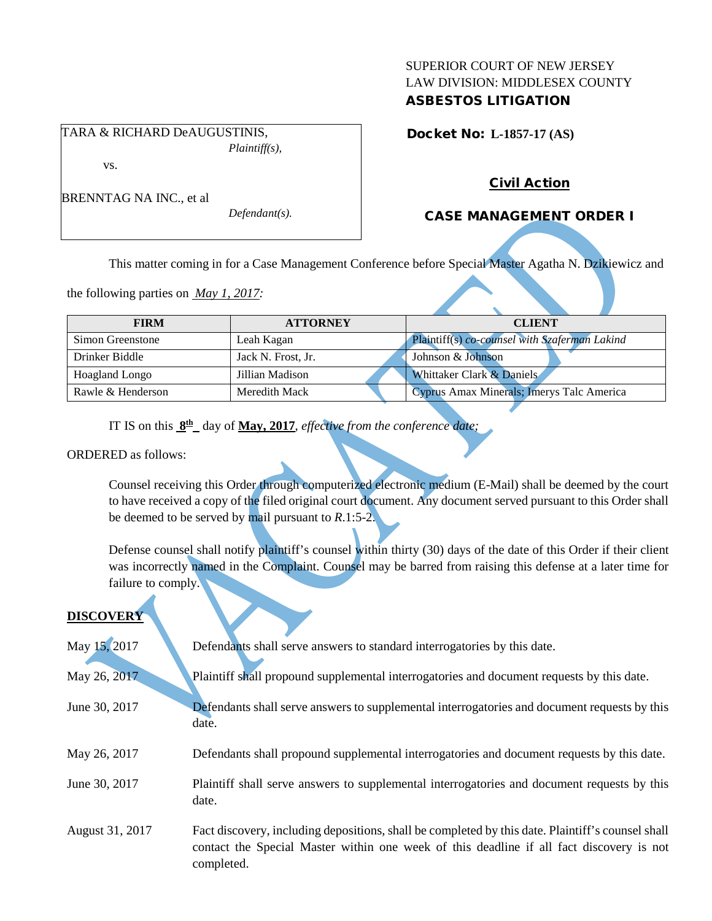SUPERIOR COURT OF NEW JERSEY
LAW DIVISION: MIDDLESEX COUNTY
**ASBESTOS LITIGATION**

TARA & RICHARD DeAUGUSTINIS,
*Plaintiff(s),*

vs.

BRENNTAG NA INC., et al
*Defendant(s).*

**Docket No: L-1857-17 (AS)**

**Civil Action**

**CASE MANAGEMENT ORDER I**

This matter coming in for a Case Management Conference before Special Master Agatha N. Dzikiewicz and the following parties on *May 1, 2017*:

| FIRM | ATTORNEY | CLIENT |
|---|---|---|
| Simon Greenstone | Leah Kagan | Plaintiff(s) *co-counsel with Szaferman Lakind* |
| Drinker Biddle | Jack N. Frost, Jr. | Johnson & Johnson |
| Hoagland Longo | Jillian Madison | Whittaker Clark & Daniels |
| Rawle & Henderson | Meredith Mack | Cyprus Amax Minerals; Imerys Talc America |

IT IS on this **8th** day of **May, 2017**, *effective from the conference date;*

ORDERED as follows:

Counsel receiving this Order through computerized electronic medium (E-Mail) shall be deemed by the court to have received a copy of the filed original court document. Any document served pursuant to this Order shall be deemed to be served by mail pursuant to *R*.1:5-2.

Defense counsel shall notify plaintiff's counsel within thirty (30) days of the date of this Order if their client was incorrectly named in the Complaint. Counsel may be barred from raising this defense at a later time for failure to comply.

## DISCOVERY

| | |
|---|---|
| May 15, 2017 | Defendants shall serve answers to standard interrogatories by this date. |
| May 26, 2017 | Plaintiff shall propound supplemental interrogatories and document requests by this date. |
| June 30, 2017 | Defendants shall serve answers to supplemental interrogatories and document requests by this date. |
| May 26, 2017 | Defendants shall propound supplemental interrogatories and document requests by this date. |
| June 30, 2017 | Plaintiff shall serve answers to supplemental interrogatories and document requests by this date. |
| August 31, 2017 | Fact discovery, including depositions, shall be completed by this date. Plaintiff's counsel shall contact the Special Master within one week of this deadline if all fact discovery is not completed. |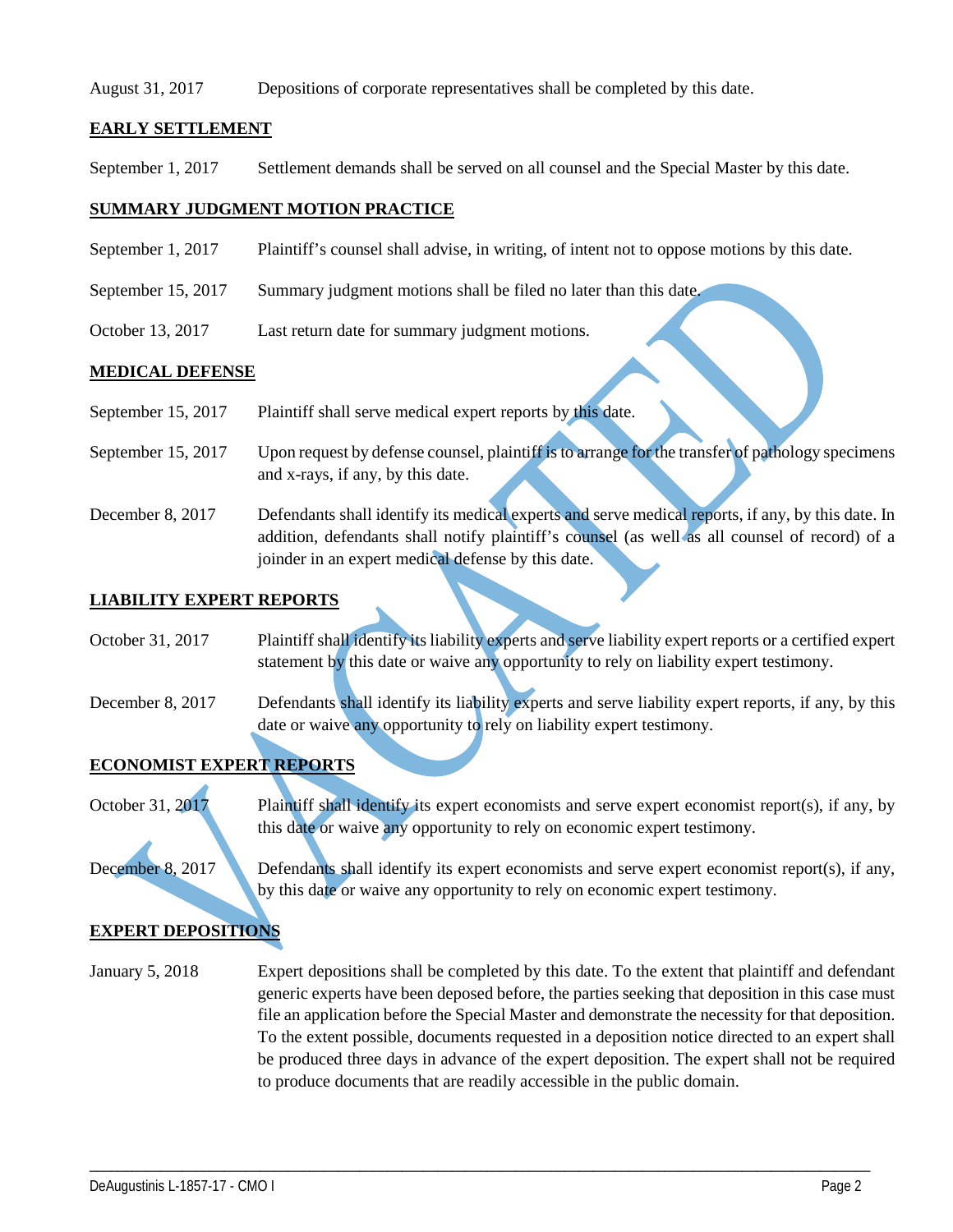| | |
|---|---|
| August 31, 2017 | Depositions of corporate representatives shall be completed by this date. |

## EARLY SETTLEMENT

| | |
|---|---|
| September 1, 2017 | Settlement demands shall be served on all counsel and the Special Master by this date. |

## SUMMARY JUDGMENT MOTION PRACTICE

| | |
|---|---|
| September 1, 2017 | Plaintiff's counsel shall advise, in writing, of intent not to oppose motions by this date. |
| September 15, 2017 | Summary judgment motions shall be filed no later than this date. |
| October 13, 2017 | Last return date for summary judgment motions. |

## MEDICAL DEFENSE

| | |
|---|---|
| September 15, 2017 | Plaintiff shall serve medical expert reports by this date. |
| September 15, 2017 | Upon request by defense counsel, plaintiff is to arrange for the transfer of pathology specimens and x-rays, if any, by this date. |
| December 8, 2017 | Defendants shall identify its medical experts and serve medical reports, if any, by this date. In addition, defendants shall notify plaintiff's counsel (as well as all counsel of record) of a joinder in an expert medical defense by this date. |

## LIABILITY EXPERT REPORTS

| | |
|---|---|
| October 31, 2017 | Plaintiff shall identify its liability experts and serve liability expert reports or a certified expert statement by this date or waive any opportunity to rely on liability expert testimony. |
| December 8, 2017 | Defendants shall identify its liability experts and serve liability expert reports, if any, by this date or waive any opportunity to rely on liability expert testimony. |

## ECONOMIST EXPERT REPORTS

| | |
|---|---|
| October 31, 2017 | Plaintiff shall identify its expert economists and serve expert economist report(s), if any, by this date or waive any opportunity to rely on economic expert testimony. |
| December 8, 2017 | Defendants shall identify its expert economists and serve expert economist report(s), if any, by this date or waive any opportunity to rely on economic expert testimony. |

## EXPERT DEPOSITIONS

| | |
|---|---|
| January 5, 2018 | Expert depositions shall be completed by this date. To the extent that plaintiff and defendant generic experts have been deposed before, the parties seeking that deposition in this case must file an application before the Special Master and demonstrate the necessity for that deposition. To the extent possible, documents requested in a deposition notice directed to an expert shall be produced three days in advance of the expert deposition. The expert shall not be required to produce documents that are readily accessible in the public domain. |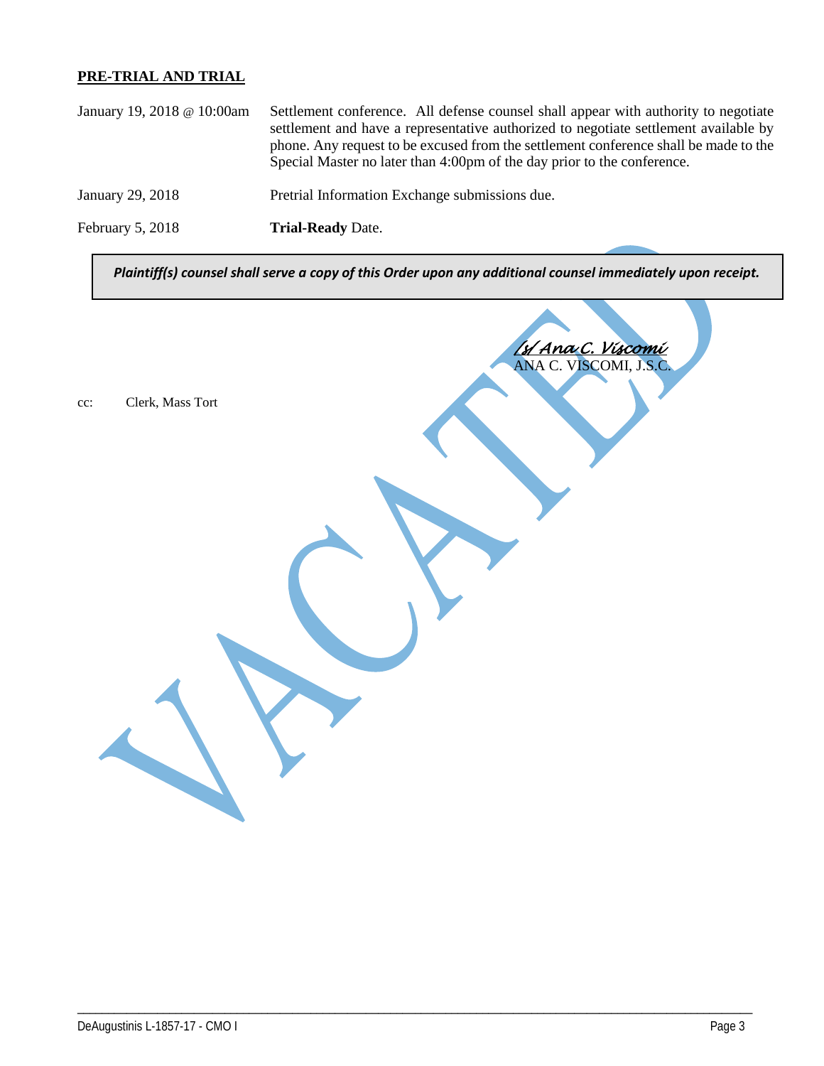**PRE-TRIAL AND TRIAL**

| | |
|---|---|
| January 19, 2018 @ 10:00am | Settlement conference. All defense counsel shall appear with authority to negotiate settlement and have a representative authorized to negotiate settlement available by phone. Any request to be excused from the settlement conference shall be made to the Special Master no later than 4:00pm of the day prior to the conference. |
| January 29, 2018 | Pretrial Information Exchange submissions due. |
| February 5, 2018 | **Trial-Ready** Date. |

***Plaintiff(s) counsel shall serve a copy of this Order upon any additional counsel immediately upon receipt.***

/s/ Ana C. Viscomi
ANA C. VISCOMI, J.S.C.

cc: Clerk, Mass Tort

VACATED